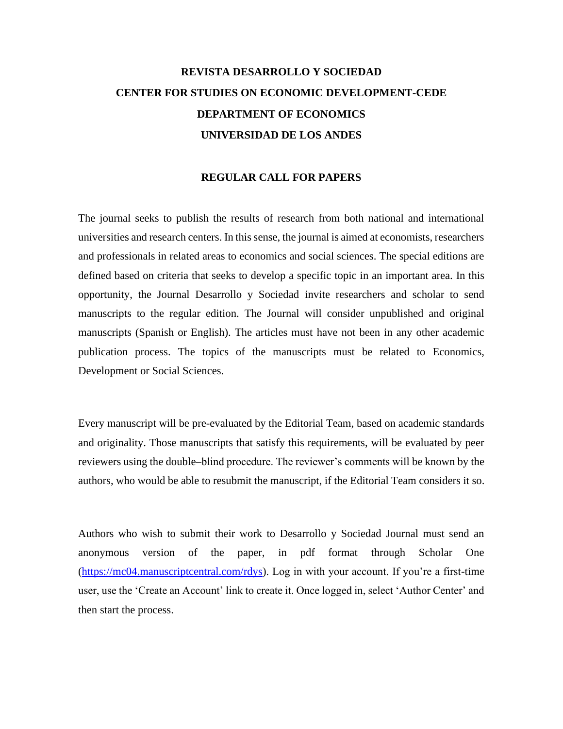# REVISTA DESARROLLO Y SOCIEDAD
# CENTER FOR STUDIES ON ECONOMIC DEVELOPMENT-CEDE
# DEPARTMENT OF ECONOMICS
# UNIVERSIDAD DE LOS ANDES

## REGULAR CALL FOR PAPERS

The journal seeks to publish the results of research from both national and international universities and research centers. In this sense, the journal is aimed at economists, researchers and professionals in related areas to economics and social sciences. The special editions are defined based on criteria that seeks to develop a specific topic in an important area. In this opportunity, the Journal Desarrollo y Sociedad invite researchers and scholar to send manuscripts to the regular edition. The Journal will consider unpublished and original manuscripts (Spanish or English). The articles must have not been in any other academic publication process. The topics of the manuscripts must be related to Economics, Development or Social Sciences.

Every manuscript will be pre-evaluated by the Editorial Team, based on academic standards and originality. Those manuscripts that satisfy this requirements, will be evaluated by peer reviewers using the double–blind procedure. The reviewer's comments will be known by the authors, who would be able to resubmit the manuscript, if the Editorial Team considers it so.

Authors who wish to submit their work to Desarrollo y Sociedad Journal must send an anonymous version of the paper, in pdf format through Scholar One (https://mc04.manuscriptcentral.com/rdys). Log in with your account. If you're a first-time user, use the 'Create an Account' link to create it. Once logged in, select 'Author Center' and then start the process.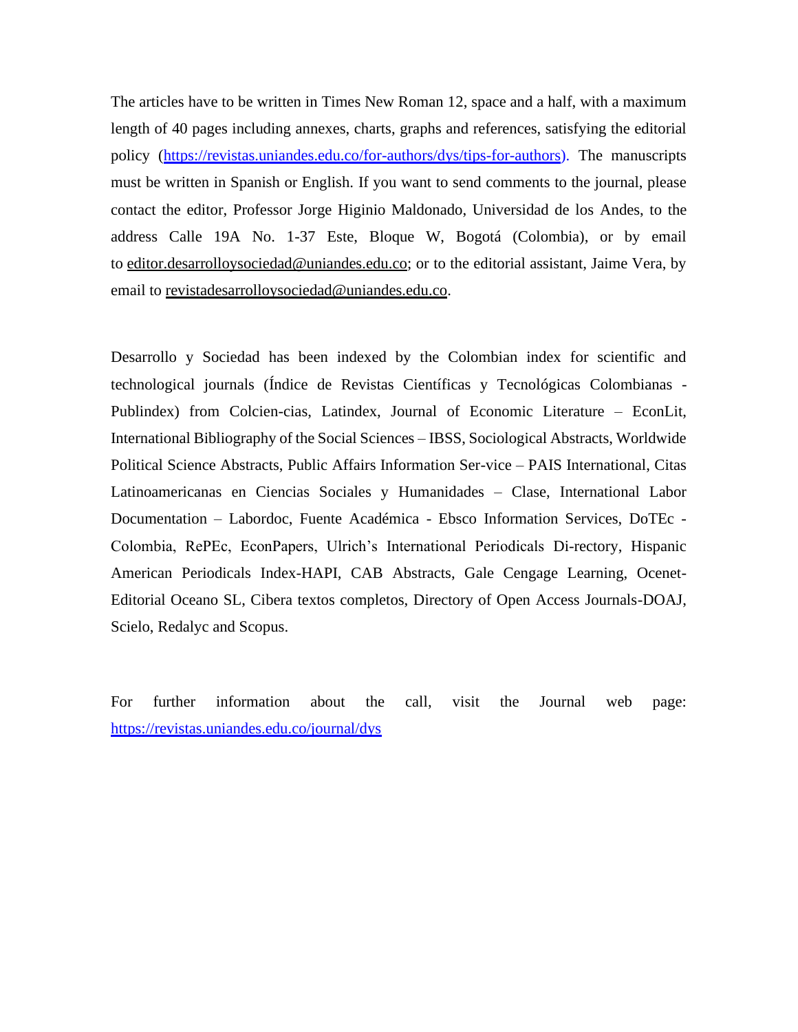The articles have to be written in Times New Roman 12, space and a half, with a maximum length of 40 pages including annexes, charts, graphs and references, satisfying the editorial policy (https://revistas.uniandes.edu.co/for-authors/dys/tips-for-authors). The manuscripts must be written in Spanish or English. If you want to send comments to the journal, please contact the editor, Professor Jorge Higinio Maldonado, Universidad de los Andes, to the address Calle 19A No. 1-37 Este, Bloque W, Bogotá (Colombia), or by email to editor.desarrolloysociedad@uniandes.edu.co; or to the editorial assistant, Jaime Vera, by email to revistadesarrolloysociedad@uniandes.edu.co.

Desarrollo y Sociedad has been indexed by the Colombian index for scientific and technological journals (Índice de Revistas Científicas y Tecnológicas Colombianas - Publindex) from Colcien-cias, Latindex, Journal of Economic Literature – EconLit, International Bibliography of the Social Sciences – IBSS, Sociological Abstracts, Worldwide Political Science Abstracts, Public Affairs Information Ser-vice – PAIS International, Citas Latinoamericanas en Ciencias Sociales y Humanidades – Clase, International Labor Documentation – Labordoc, Fuente Académica - Ebsco Information Services, DoTEc - Colombia, RePEc, EconPapers, Ulrich's International Periodicals Di-rectory, Hispanic American Periodicals Index-HAPI, CAB Abstracts, Gale Cengage Learning, Ocenet-Editorial Oceano SL, Cibera textos completos, Directory of Open Access Journals-DOAJ, Scielo, Redalyc and Scopus.

For further information about the call, visit the Journal web page: https://revistas.uniandes.edu.co/journal/dys